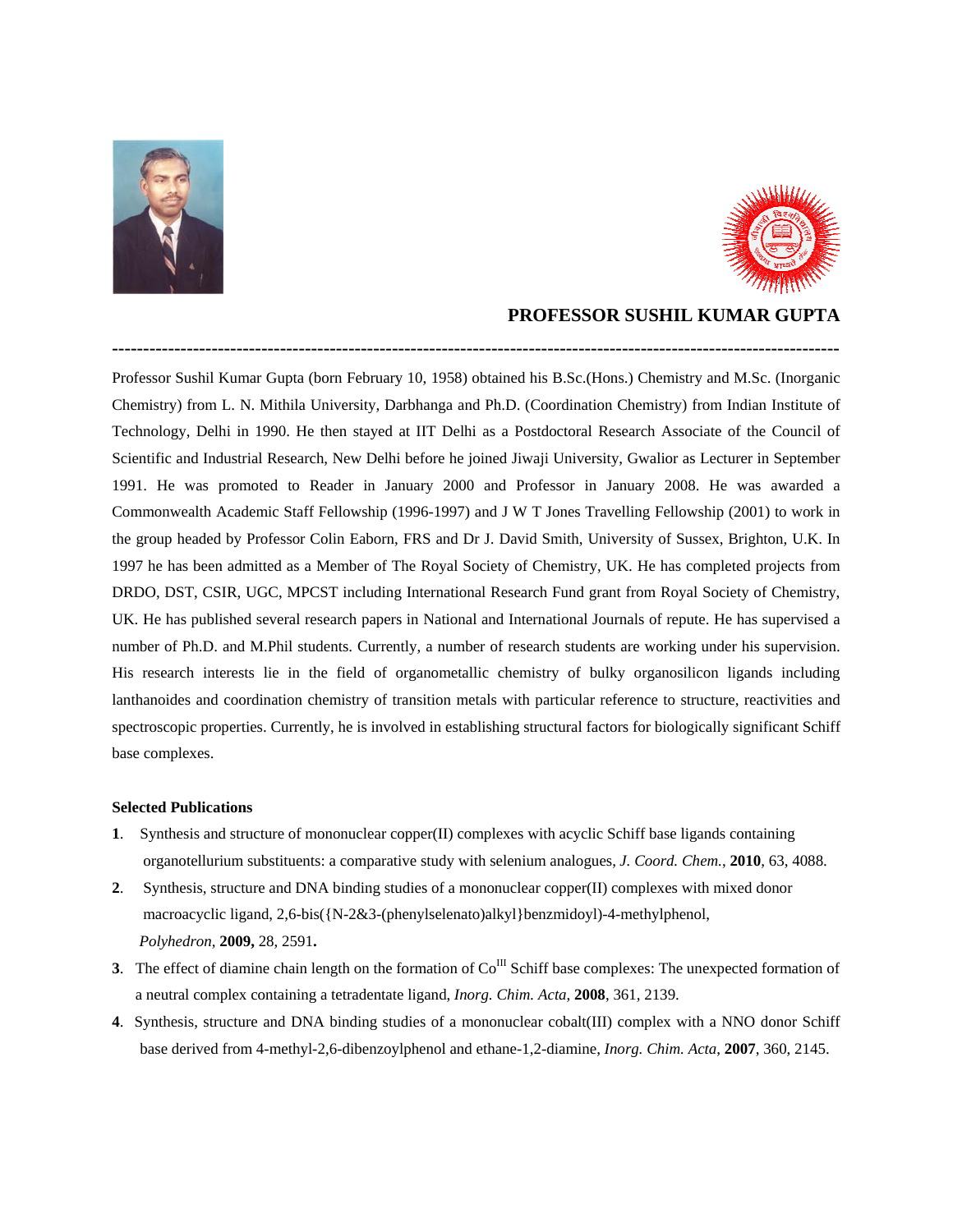# PROFESSOR SUSHIL KUMAR GUPTA

---

Professor Sushil Kumar Gupta (born February 10, 1958) obtained his B.Sc.(Hons.) Chemistry and M.Sc. (Inorganic Chemistry) from L. N. Mithila University, Darbhanga and Ph.D. (Coordination Chemistry) from Indian Institute of Technology, Delhi in 1990. He then stayed at IIT Delhi as a Postdoctoral Research Associate of the Council of Scientific and Industrial Research, New Delhi before he joined Jiwaji University, Gwalior as Lecturer in September 1991. He was promoted to Reader in January 2000 and Professor in January 2008. He was awarded a Commonwealth Academic Staff Fellowship (1996-1997) and J W T Jones Travelling Fellowship (2001) to work in the group headed by Professor Colin Eaborn, FRS and Dr J. David Smith, University of Sussex, Brighton, U.K. In 1997 he has been admitted as a Member of The Royal Society of Chemistry, UK. He has completed projects from DRDO, DST, CSIR, UGC, MPCST including International Research Fund grant from Royal Society of Chemistry, UK. He has published several research papers in National and International Journals of repute. He has supervised a number of Ph.D. and M.Phil students. Currently, a number of research students are working under his supervision. His research interests lie in the field of organometallic chemistry of bulky organosilicon ligands including lanthanoides and coordination chemistry of transition metals with particular reference to structure, reactivities and spectroscopic properties. Currently, he is involved in establishing structural factors for biologically significant Schiff base complexes.

**Selected Publications**

**1**. Synthesis and structure of mononuclear copper(II) complexes with acyclic Schiff base ligands containing organotellurium substituents: a comparative study with selenium analogues, *J. Coord. Chem.*, **2010**, 63, 4088.

**2**. Synthesis, structure and DNA binding studies of a mononuclear copper(II) complexes with mixed donor macroacyclic ligand, 2,6-bis({N-2&3-(phenylselenato)alkyl}benzmidoyl)-4-methylphenol, *Polyhedron*, **2009,** 28, 2591**.**

**3**. The effect of diamine chain length on the formation of $Co^{III}$ Schiff base complexes: The unexpected formation of a neutral complex containing a tetradentate ligand, *Inorg. Chim. Acta*, **2008**, 361, 2139.

**4**. Synthesis, structure and DNA binding studies of a mononuclear cobalt(III) complex with a NNO donor Schiff base derived from 4-methyl-2,6-dibenzoylphenol and ethane-1,2-diamine, *Inorg. Chim. Acta*, **2007**, 360, 2145.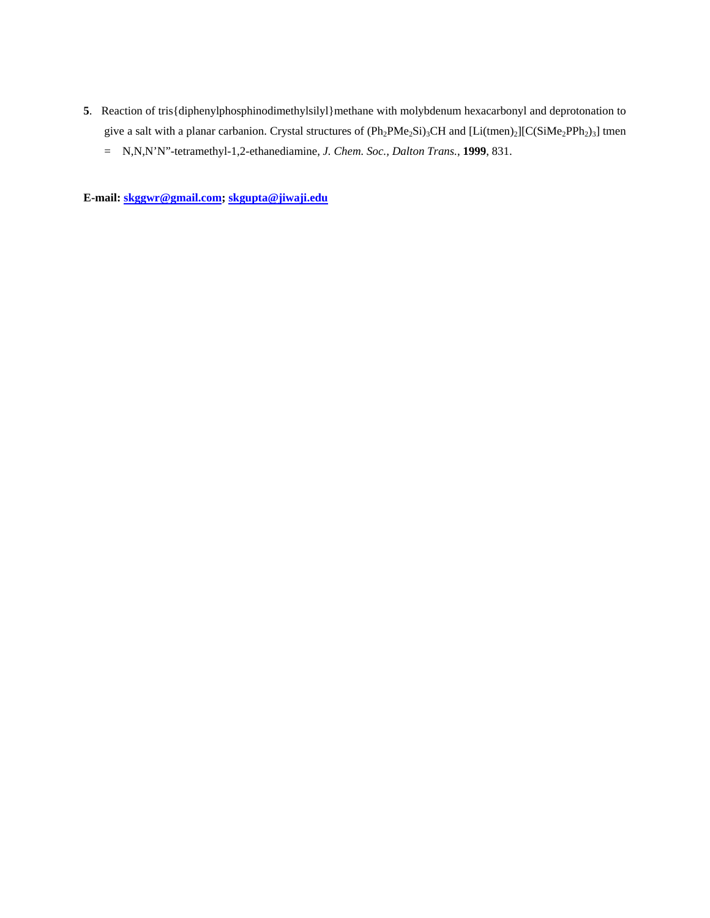**5**. Reaction of tris{diphenylphosphinodimethylsilyl}methane with molybdenum hexacarbonyl and deprotonation to give a salt with a planar carbanion. Crystal structures of $(Ph_2PMe_2Si)_3CH$ and $[Li(tmen)_2][C(SiMe_2PPh_2)_3]$ tmen = N,N,N'N"-tetramethyl-1,2-ethanediamine, *J. Chem. Soc., Dalton Trans.*, **1999**, 831.

**E-mail: skggwr@gmail.com; skgupta@jiwaji.edu**